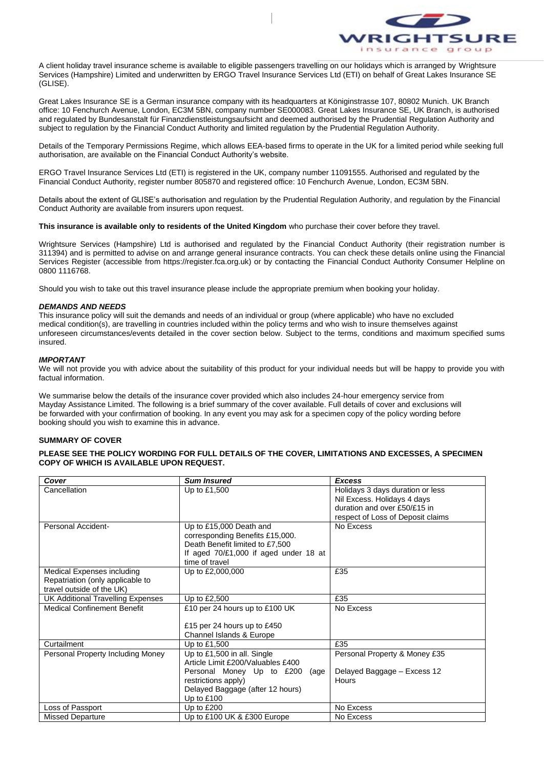A client holiday travel insurance scheme is available to eligible passengers travelling on our holidays which is arranged by Wrightsure Services (Hampshire) Limited and underwritten by ERGO Travel Insurance Services Ltd (ETI) on behalf of Great Lakes Insurance SE (GLISE).

Great Lakes Insurance SE is a German insurance company with its headquarters at Königinstrasse 107, 80802 Munich. UK Branch office: 10 Fenchurch Avenue, London, EC3M 5BN, company number SE000083. Great Lakes Insurance SE, UK Branch, is authorised and regulated by Bundesanstalt für Finanzdienstleistungsaufsicht and deemed authorised by the Prudential Regulation Authority and subject to regulation by the Financial Conduct Authority and limited regulation by the Prudential Regulation Authority.

Details of the Temporary Permissions Regime, which allows EEA-based firms to operate in the UK for a limited period while seeking full authorisation, are available on the Financial Conduct Authority's website.

ERGO Travel Insurance Services Ltd (ETI) is registered in the UK, company number 11091555. Authorised and regulated by the Financial Conduct Authority, register number 805870 and registered office: 10 Fenchurch Avenue, London, EC3M 5BN.

Details about the extent of GLISE's authorisation and regulation by the Prudential Regulation Authority, and regulation by the Financial Conduct Authority are available from insurers upon request.

**This insurance is available only to residents of the United Kingdom** who purchase their cover before they travel.

Wrightsure Services (Hampshire) Ltd is authorised and regulated by the Financial Conduct Authority (their registration number is 311394) and is permitted to advise on and arrange general insurance contracts. You can check these details online using the Financial Services Register (accessible from https://register.fca.org.uk) or by contacting the Financial Conduct Authority Consumer Helpline on 0800 1116768.

Should you wish to take out this travel insurance please include the appropriate premium when booking your holiday.

***DEMANDS AND NEEDS***

This insurance policy will suit the demands and needs of an individual or group (where applicable) who have no excluded medical condition(s), are travelling in countries included within the policy terms and who wish to insure themselves against unforeseen circumstances/events detailed in the cover section below. Subject to the terms, conditions and maximum specified sums insured.

***IMPORTANT***

We will not provide you with advice about the suitability of this product for your individual needs but will be happy to provide you with factual information.

We summarise below the details of the insurance cover provided which also includes 24-hour emergency service from Mayday Assistance Limited. The following is a brief summary of the cover available. Full details of cover and exclusions will be forwarded with your confirmation of booking. In any event you may ask for a specimen copy of the policy wording before booking should you wish to examine this in advance.

**SUMMARY OF COVER**

**PLEASE SEE THE POLICY WORDING FOR FULL DETAILS OF THE COVER, LIMITATIONS AND EXCESSES, A SPECIMEN COPY OF WHICH IS AVAILABLE UPON REQUEST.**

| ***Cover*** | ***Sum Insured*** | ***Excess*** |
|---|---|---|
| Cancellation | Up to £1,500 | Holidays 3 days duration or less Nil Excess. Holidays 4 days duration and over £50/£15 in respect of Loss of Deposit claims |
| Personal Accident- | Up to £15,000 Death and corresponding Benefits £15,000. Death Benefit limited to £7,500 If aged 70/£1,000 if aged under 18 at time of travel | No Excess |
| Medical Expenses including Repatriation (only applicable to travel outside of the UK) | Up to £2,000,000 | £35 |
| UK Additional Travelling Expenses | Up to £2,500 | £35 |
| Medical Confinement Benefit | £10 per 24 hours up to £100 UK<br><br>£15 per 24 hours up to £450 Channel Islands & Europe | No Excess |
| Curtailment | Up to £1,500 | £35 |
| Personal Property Including Money | Up to £1,500 in all. Single Article Limit £200/Valuables £400 Personal Money Up to £200 (age restrictions apply) Delayed Baggage (after 12 hours) Up to £100 | Personal Property & Money £35<br><br>Delayed Baggage – Excess 12 Hours |
| Loss of Passport | Up to £200 | No Excess |
| Missed Departure | Up to £100 UK & £300 Europe | No Excess |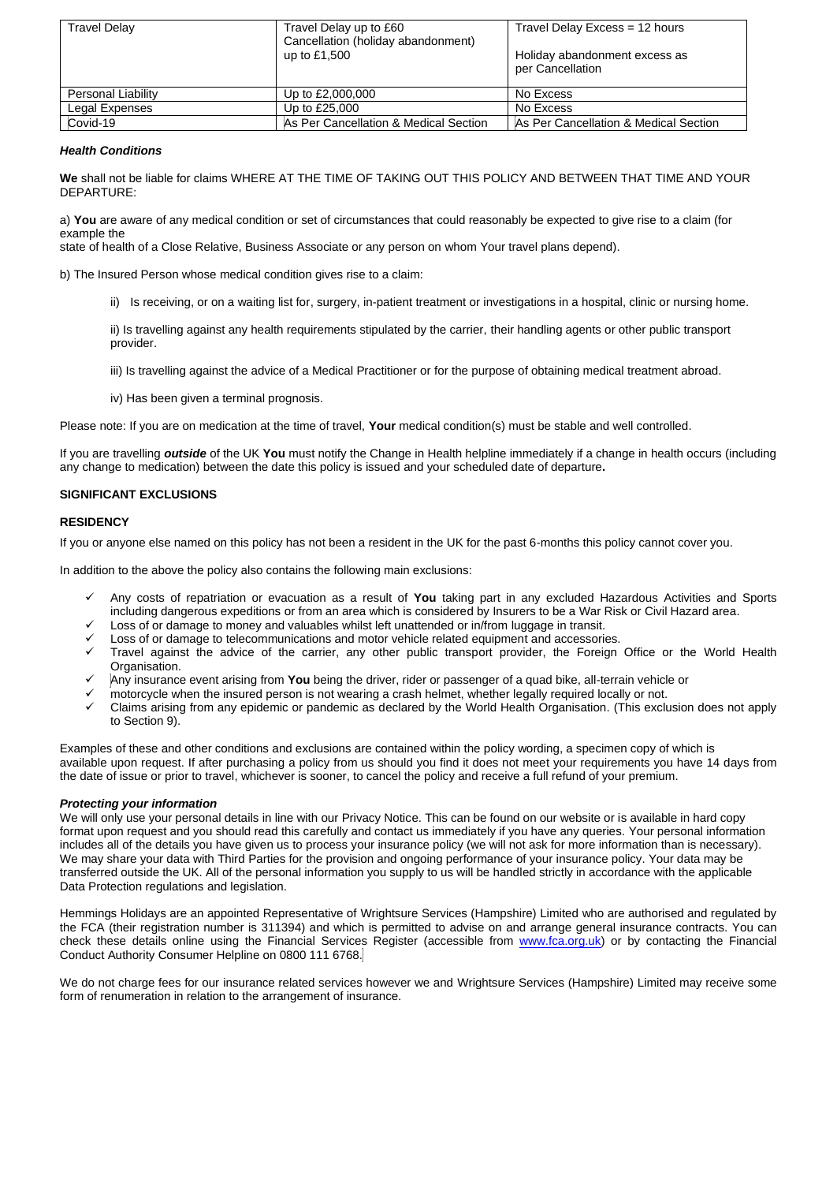| | | |
|---|---|---|
| Travel Delay | Travel Delay up to £60<br>Cancellation (holiday abandonment) up to £1,500 | Travel Delay Excess = 12 hours<br><br>Holiday abandonment excess as per Cancellation |
| Personal Liability | Up to £2,000,000 | No Excess |
| Legal Expenses | Up to £25,000 | No Excess |
| Covid-19 | As Per Cancellation & Medical Section | As Per Cancellation & Medical Section |

### *Health Conditions*

**We** shall not be liable for claims WHERE AT THE TIME OF TAKING OUT THIS POLICY AND BETWEEN THAT TIME AND YOUR DEPARTURE:

a) **You** are aware of any medical condition or set of circumstances that could reasonably be expected to give rise to a claim (for example the
state of health of a Close Relative, Business Associate or any person on whom Your travel plans depend).

b) The Insured Person whose medical condition gives rise to a claim:

ii) Is receiving, or on a waiting list for, surgery, in-patient treatment or investigations in a hospital, clinic or nursing home.

ii) Is travelling against any health requirements stipulated by the carrier, their handling agents or other public transport provider.

iii) Is travelling against the advice of a Medical Practitioner or for the purpose of obtaining medical treatment abroad.

iv) Has been given a terminal prognosis.

Please note: If you are on medication at the time of travel, **Your** medical condition(s) must be stable and well controlled.

If you are travelling ***outside*** of the UK **You** must notify the Change in Health helpline immediately if a change in health occurs (including any change to medication) between the date this policy is issued and your scheduled date of departure**.**

### SIGNIFICANT EXCLUSIONS

### RESIDENCY

If you or anyone else named on this policy has not been a resident in the UK for the past 6-months this policy cannot cover you.

In addition to the above the policy also contains the following main exclusions:

- ✓ Any costs of repatriation or evacuation as a result of **You** taking part in any excluded Hazardous Activities and Sports including dangerous expeditions or from an area which is considered by Insurers to be a War Risk or Civil Hazard area.
- ✓ Loss of or damage to money and valuables whilst left unattended or in/from luggage in transit.
- ✓ Loss of or damage to telecommunications and motor vehicle related equipment and accessories.
- ✓ Travel against the advice of the carrier, any other public transport provider, the Foreign Office or the World Health Organisation.
- ✓ Any insurance event arising from **You** being the driver, rider or passenger of a quad bike, all-terrain vehicle or
- ✓ motorcycle when the insured person is not wearing a crash helmet, whether legally required locally or not.
- ✓ Claims arising from any epidemic or pandemic as declared by the World Health Organisation. (This exclusion does not apply to Section 9).

Examples of these and other conditions and exclusions are contained within the policy wording, a specimen copy of which is available upon request. If after purchasing a policy from us should you find it does not meet your requirements you have 14 days from the date of issue or prior to travel, whichever is sooner, to cancel the policy and receive a full refund of your premium.

### *Protecting your information*

We will only use your personal details in line with our Privacy Notice. This can be found on our website or is available in hard copy format upon request and you should read this carefully and contact us immediately if you have any queries. Your personal information includes all of the details you have given us to process your insurance policy (we will not ask for more information than is necessary). We may share your data with Third Parties for the provision and ongoing performance of your insurance policy. Your data may be transferred outside the UK. All of the personal information you supply to us will be handled strictly in accordance with the applicable Data Protection regulations and legislation.

Hemmings Holidays are an appointed Representative of Wrightsure Services (Hampshire) Limited who are authorised and regulated by the FCA (their registration number is 311394) and which is permitted to advise on and arrange general insurance contracts. You can check these details online using the Financial Services Register (accessible from www.fca.org.uk) or by contacting the Financial Conduct Authority Consumer Helpline on 0800 111 6768.

We do not charge fees for our insurance related services however we and Wrightsure Services (Hampshire) Limited may receive some form of renumeration in relation to the arrangement of insurance.